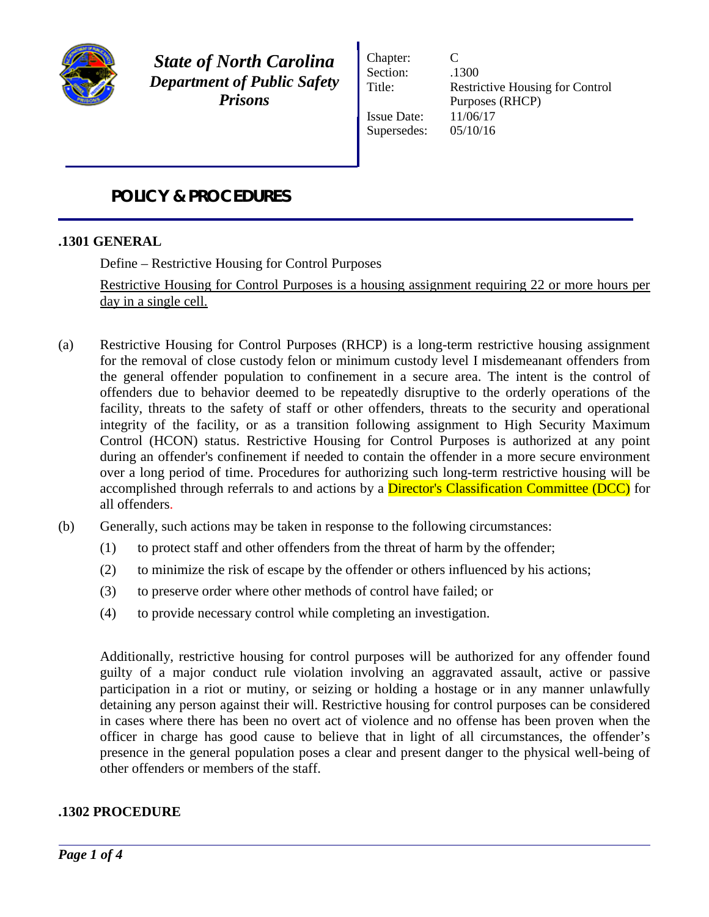**State of North Carolina**
**Department of Public Safety**
**Prisons**

| | |
|---|---|
| Chapter: | C |
| Section: | .1300 |
| Title: | Restrictive Housing for Control Purposes (RHCP) |
| Issue Date: | 11/06/17 |
| Supersedes: | 05/10/16 |

# POLICY & PROCEDURES

## .1301 GENERAL

Define – Restrictive Housing for Control Purposes

Restrictive Housing for Control Purposes is a housing assignment requiring 22 or more hours per day in a single cell.

(a) Restrictive Housing for Control Purposes (RHCP) is a long-term restrictive housing assignment for the removal of close custody felon or minimum custody level I misdemeanant offenders from the general offender population to confinement in a secure area. The intent is the control of offenders due to behavior deemed to be repeatedly disruptive to the orderly operations of the facility, threats to the safety of staff or other offenders, threats to the security and operational integrity of the facility, or as a transition following assignment to High Security Maximum Control (HCON) status. Restrictive Housing for Control Purposes is authorized at any point during an offender's confinement if needed to contain the offender in a more secure environment over a long period of time. Procedures for authorizing such long-term restrictive housing will be accomplished through referrals to and actions by a Director's Classification Committee (DCC) for all offenders.

(b) Generally, such actions may be taken in response to the following circumstances:

(1) to protect staff and other offenders from the threat of harm by the offender;

(2) to minimize the risk of escape by the offender or others influenced by his actions;

(3) to preserve order where other methods of control have failed; or

(4) to provide necessary control while completing an investigation.

Additionally, restrictive housing for control purposes will be authorized for any offender found guilty of a major conduct rule violation involving an aggravated assault, active or passive participation in a riot or mutiny, or seizing or holding a hostage or in any manner unlawfully detaining any person against their will. Restrictive housing for control purposes can be considered in cases where there has been no overt act of violence and no offense has been proven when the officer in charge has good cause to believe that in light of all circumstances, the offender's presence in the general population poses a clear and present danger to the physical well-being of other offenders or members of the staff.

## .1302 PROCEDURE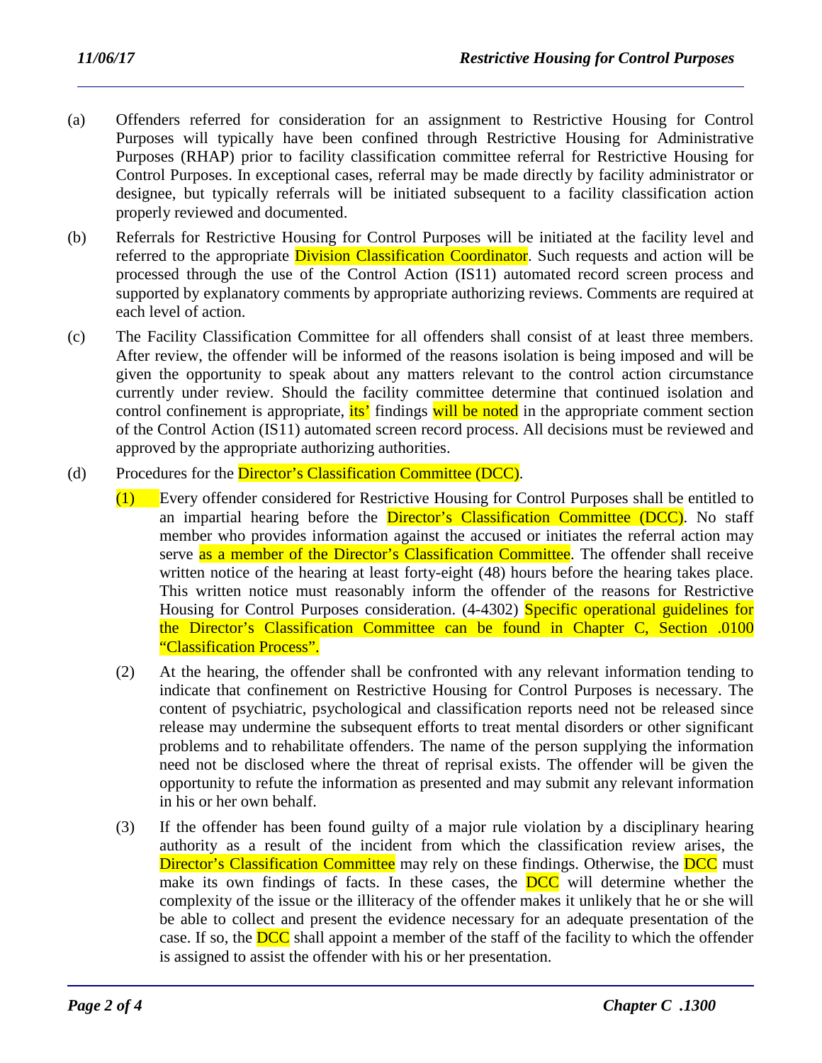(a) Offenders referred for consideration for an assignment to Restrictive Housing for Control Purposes will typically have been confined through Restrictive Housing for Administrative Purposes (RHAP) prior to facility classification committee referral for Restrictive Housing for Control Purposes. In exceptional cases, referral may be made directly by facility administrator or designee, but typically referrals will be initiated subsequent to a facility classification action properly reviewed and documented.

(b) Referrals for Restrictive Housing for Control Purposes will be initiated at the facility level and referred to the appropriate Division Classification Coordinator. Such requests and action will be processed through the use of the Control Action (IS11) automated record screen process and supported by explanatory comments by appropriate authorizing reviews. Comments are required at each level of action.

(c) The Facility Classification Committee for all offenders shall consist of at least three members. After review, the offender will be informed of the reasons isolation is being imposed and will be given the opportunity to speak about any matters relevant to the control action circumstance currently under review. Should the facility committee determine that continued isolation and control confinement is appropriate, its' findings will be noted in the appropriate comment section of the Control Action (IS11) automated screen record process. All decisions must be reviewed and approved by the appropriate authorizing authorities.

(d) Procedures for the Director's Classification Committee (DCC).

(1) Every offender considered for Restrictive Housing for Control Purposes shall be entitled to an impartial hearing before the Director's Classification Committee (DCC). No staff member who provides information against the accused or initiates the referral action may serve as a member of the Director's Classification Committee. The offender shall receive written notice of the hearing at least forty-eight (48) hours before the hearing takes place. This written notice must reasonably inform the offender of the reasons for Restrictive Housing for Control Purposes consideration. (4-4302) Specific operational guidelines for the Director's Classification Committee can be found in Chapter C, Section .0100 "Classification Process".

(2) At the hearing, the offender shall be confronted with any relevant information tending to indicate that confinement on Restrictive Housing for Control Purposes is necessary. The content of psychiatric, psychological and classification reports need not be released since release may undermine the subsequent efforts to treat mental disorders or other significant problems and to rehabilitate offenders. The name of the person supplying the information need not be disclosed where the threat of reprisal exists. The offender will be given the opportunity to refute the information as presented and may submit any relevant information in his or her own behalf.

(3) If the offender has been found guilty of a major rule violation by a disciplinary hearing authority as a result of the incident from which the classification review arises, the Director's Classification Committee may rely on these findings. Otherwise, the DCC must make its own findings of facts. In these cases, the DCC will determine whether the complexity of the issue or the illiteracy of the offender makes it unlikely that he or she will be able to collect and present the evidence necessary for an adequate presentation of the case. If so, the DCC shall appoint a member of the staff of the facility to which the offender is assigned to assist the offender with his or her presentation.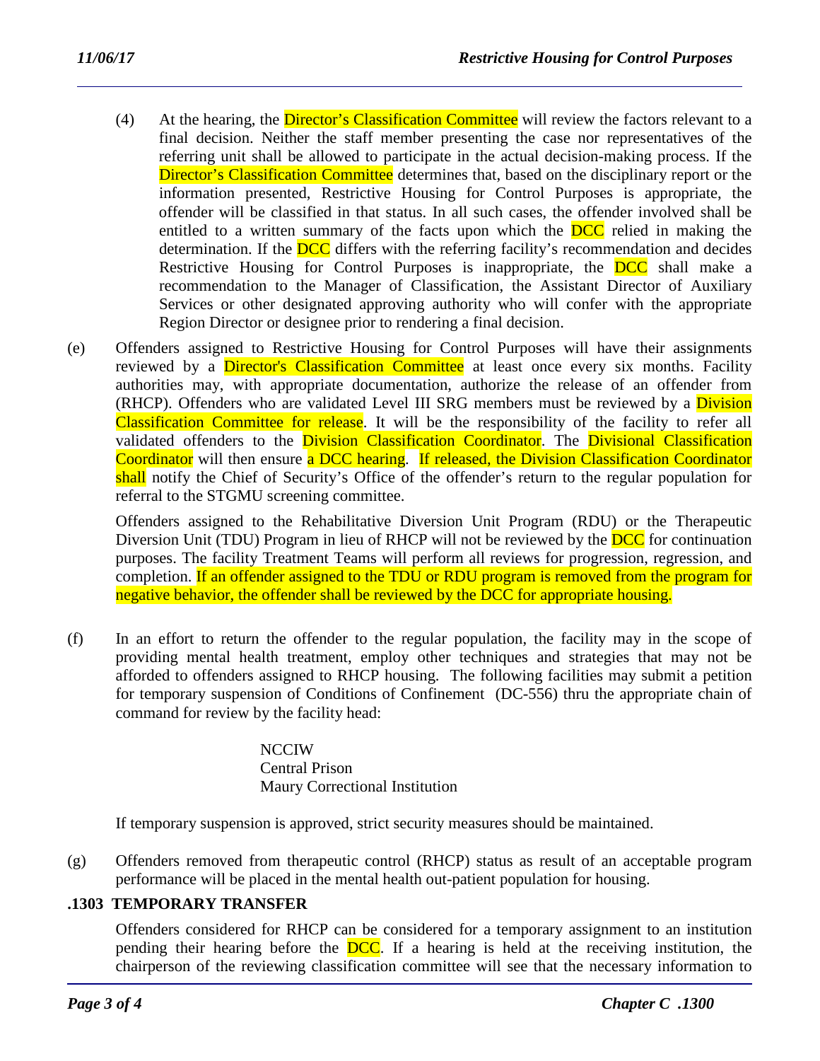(4) At the hearing, the Director's Classification Committee will review the factors relevant to a final decision. Neither the staff member presenting the case nor representatives of the referring unit shall be allowed to participate in the actual decision-making process. If the Director's Classification Committee determines that, based on the disciplinary report or the information presented, Restrictive Housing for Control Purposes is appropriate, the offender will be classified in that status. In all such cases, the offender involved shall be entitled to a written summary of the facts upon which the DCC relied in making the determination. If the DCC differs with the referring facility's recommendation and decides Restrictive Housing for Control Purposes is inappropriate, the DCC shall make a recommendation to the Manager of Classification, the Assistant Director of Auxiliary Services or other designated approving authority who will confer with the appropriate Region Director or designee prior to rendering a final decision.

(e) Offenders assigned to Restrictive Housing for Control Purposes will have their assignments reviewed by a Director's Classification Committee at least once every six months. Facility authorities may, with appropriate documentation, authorize the release of an offender from (RHCP). Offenders who are validated Level III SRG members must be reviewed by a Division Classification Committee for release. It will be the responsibility of the facility to refer all validated offenders to the Division Classification Coordinator. The Divisional Classification Coordinator will then ensure a DCC hearing. If released, the Division Classification Coordinator shall notify the Chief of Security's Office of the offender's return to the regular population for referral to the STGMU screening committee.

Offenders assigned to the Rehabilitative Diversion Unit Program (RDU) or the Therapeutic Diversion Unit (TDU) Program in lieu of RHCP will not be reviewed by the DCC for continuation purposes. The facility Treatment Teams will perform all reviews for progression, regression, and completion. If an offender assigned to the TDU or RDU program is removed from the program for negative behavior, the offender shall be reviewed by the DCC for appropriate housing.

(f) In an effort to return the offender to the regular population, the facility may in the scope of providing mental health treatment, employ other techniques and strategies that may not be afforded to offenders assigned to RHCP housing. The following facilities may submit a petition for temporary suspension of Conditions of Confinement (DC-556) thru the appropriate chain of command for review by the facility head:

NCCIW
Central Prison
Maury Correctional Institution

If temporary suspension is approved, strict security measures should be maintained.

(g) Offenders removed from therapeutic control (RHCP) status as result of an acceptable program performance will be placed in the mental health out-patient population for housing.

## .1303 TEMPORARY TRANSFER

Offenders considered for RHCP can be considered for a temporary assignment to an institution pending their hearing before the DCC. If a hearing is held at the receiving institution, the chairperson of the reviewing classification committee will see that the necessary information to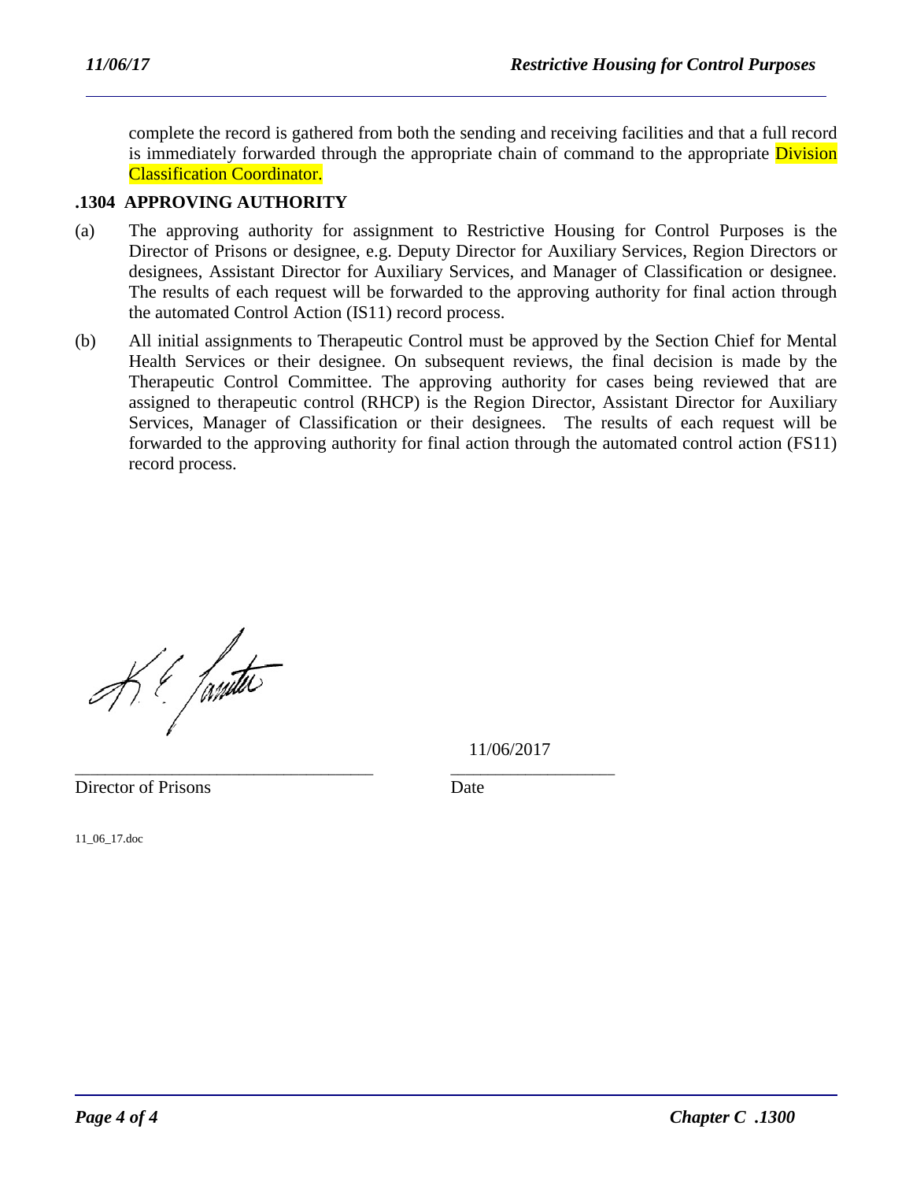complete the record is gathered from both the sending and receiving facilities and that a full record is immediately forwarded through the appropriate chain of command to the appropriate Division Classification Coordinator.

## .1304 APPROVING AUTHORITY

(a) The approving authority for assignment to Restrictive Housing for Control Purposes is the Director of Prisons or designee, e.g. Deputy Director for Auxiliary Services, Region Directors or designees, Assistant Director for Auxiliary Services, and Manager of Classification or designee. The results of each request will be forwarded to the approving authority for final action through the automated Control Action (IS11) record process.

(b) All initial assignments to Therapeutic Control must be approved by the Section Chief for Mental Health Services or their designee. On subsequent reviews, the final decision is made by the Therapeutic Control Committee. The approving authority for cases being reviewed that are assigned to therapeutic control (RHCP) is the Region Director, Assistant Director for Auxiliary Services, Manager of Classification or their designees. The results of each request will be forwarded to the approving authority for final action through the automated control action (FS11) record process.

K. E. Lassiter

11/06/2017

Director of Prisons　　　　　　　　　　Date

11_06_17.doc